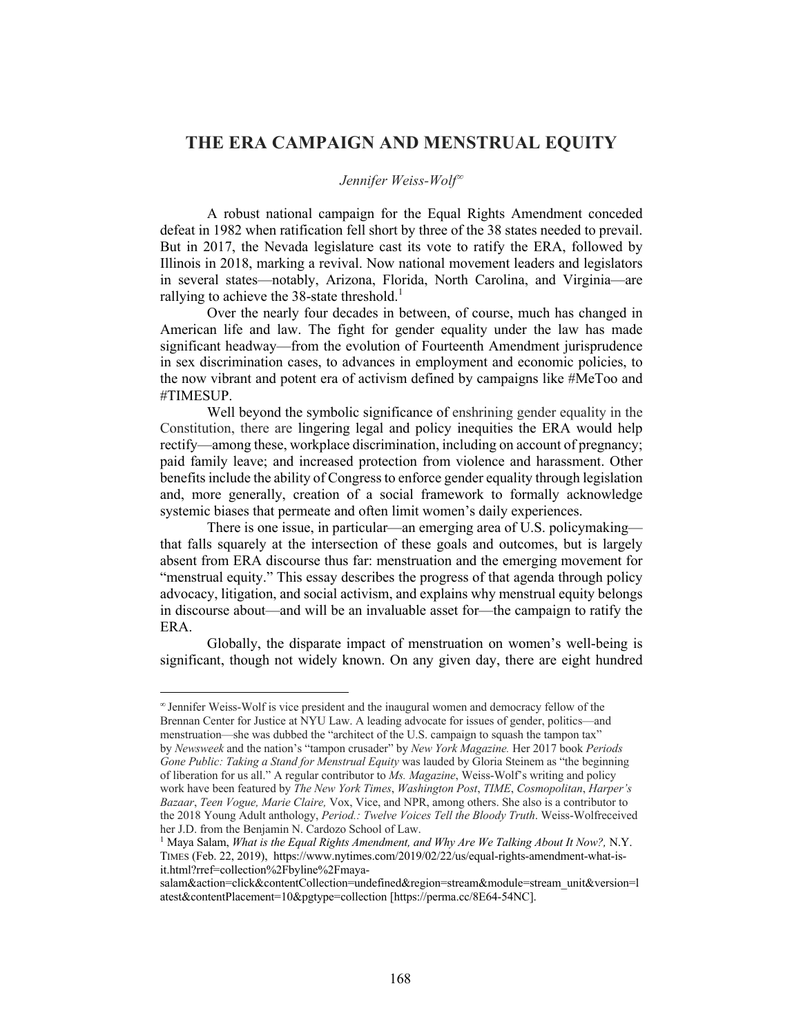# THE ERA CAMPAIGN AND MENSTRUAL EQUITY

*Jennifer Weiss-Wolf*[∞]

A robust national campaign for the Equal Rights Amendment conceded defeat in 1982 when ratification fell short by three of the 38 states needed to prevail. But in 2017, the Nevada legislature cast its vote to ratify the ERA, followed by Illinois in 2018, marking a revival. Now national movement leaders and legislators in several states—notably, Arizona, Florida, North Carolina, and Virginia—are rallying to achieve the 38-state threshold.[1]

Over the nearly four decades in between, of course, much has changed in American life and law. The fight for gender equality under the law has made significant headway—from the evolution of Fourteenth Amendment jurisprudence in sex discrimination cases, to advances in employment and economic policies, to the now vibrant and potent era of activism defined by campaigns like #MeToo and #TIMESUP.

Well beyond the symbolic significance of enshrining gender equality in the Constitution, there are lingering legal and policy inequities the ERA would help rectify—among these, workplace discrimination, including on account of pregnancy; paid family leave; and increased protection from violence and harassment. Other benefits include the ability of Congress to enforce gender equality through legislation and, more generally, creation of a social framework to formally acknowledge systemic biases that permeate and often limit women's daily experiences.

There is one issue, in particular—an emerging area of U.S. policymaking—that falls squarely at the intersection of these goals and outcomes, but is largely absent from ERA discourse thus far: menstruation and the emerging movement for "menstrual equity." This essay describes the progress of that agenda through policy advocacy, litigation, and social activism, and explains why menstrual equity belongs in discourse about—and will be an invaluable asset for—the campaign to ratify the ERA.

Globally, the disparate impact of menstruation on women's well-being is significant, though not widely known. On any given day, there are eight hundred

---

[∞] Jennifer Weiss-Wolf is vice president and the inaugural women and democracy fellow of the Brennan Center for Justice at NYU Law. A leading advocate for issues of gender, politics—and menstruation—she was dubbed the "architect of the U.S. campaign to squash the tampon tax" by *Newsweek* and the nation's "tampon crusader" by *New York Magazine.* Her 2017 book *Periods Gone Public: Taking a Stand for Menstrual Equity* was lauded by Gloria Steinem as "the beginning of liberation for us all." A regular contributor to *Ms. Magazine*, Weiss-Wolf's writing and policy work have been featured by *The New York Times*, *Washington Post*, *TIME*, *Cosmopolitan*, *Harper's Bazaar*, *Teen Vogue, Marie Claire,* Vox, Vice, and NPR, among others. She also is a contributor to the 2018 Young Adult anthology, *Period.: Twelve Voices Tell the Bloody Truth*. Weiss-Wolfreceived her J.D. from the Benjamin N. Cardozo School of Law.

[1] Maya Salam, *What is the Equal Rights Amendment, and Why Are We Talking About It Now?,* N.Y. TIMES (Feb. 22, 2019), https://www.nytimes.com/2019/02/22/us/equal-rights-amendment-what-is-it.html?rref=collection%2Fbyline%2Fmaya-salam&action=click&contentCollection=undefined&region=stream&module=stream_unit&version=latest&contentPlacement=10&pgtype=collection [https://perma.cc/8E64-54NC].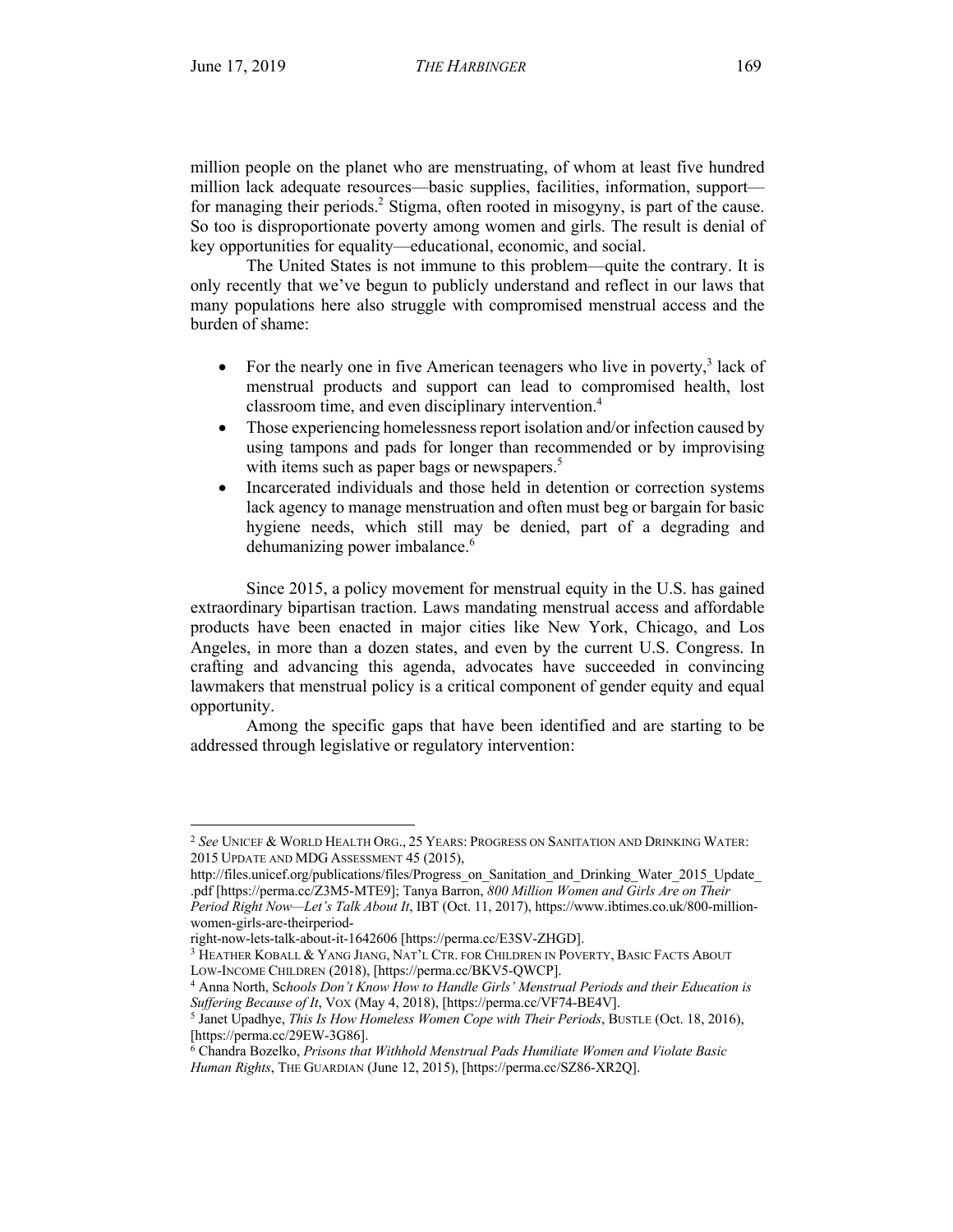million people on the planet who are menstruating, of whom at least five hundred million lack adequate resources—basic supplies, facilities, information, support—for managing their periods.[2] Stigma, often rooted in misogyny, is part of the cause. So too is disproportionate poverty among women and girls. The result is denial of key opportunities for equality—educational, economic, and social.

The United States is not immune to this problem—quite the contrary. It is only recently that we've begun to publicly understand and reflect in our laws that many populations here also struggle with compromised menstrual access and the burden of shame:

- For the nearly one in five American teenagers who live in poverty,[3] lack of menstrual products and support can lead to compromised health, lost classroom time, and even disciplinary intervention.[4]
- Those experiencing homelessness report isolation and/or infection caused by using tampons and pads for longer than recommended or by improvising with items such as paper bags or newspapers.[5]
- Incarcerated individuals and those held in detention or correction systems lack agency to manage menstruation and often must beg or bargain for basic hygiene needs, which still may be denied, part of a degrading and dehumanizing power imbalance.[6]

Since 2015, a policy movement for menstrual equity in the U.S. has gained extraordinary bipartisan traction. Laws mandating menstrual access and affordable products have been enacted in major cities like New York, Chicago, and Los Angeles, in more than a dozen states, and even by the current U.S. Congress. In crafting and advancing this agenda, advocates have succeeded in convincing lawmakers that menstrual policy is a critical component of gender equity and equal opportunity.

Among the specific gaps that have been identified and are starting to be addressed through legislative or regulatory intervention:

---

[2] *See* UNICEF & WORLD HEALTH ORG., 25 YEARS: PROGRESS ON SANITATION AND DRINKING WATER: 2015 UPDATE AND MDG ASSESSMENT 45 (2015), http://files.unicef.org/publications/files/Progress_on_Sanitation_and_Drinking_Water_2015_Update_.pdf [https://perma.cc/Z3M5-MTE9]; Tanya Barron, *800 Million Women and Girls Are on Their Period Right Now—Let's Talk About It*, IBT (Oct. 11, 2017), https://www.ibtimes.co.uk/800-million-women-girls-are-theirperiod-right-now-lets-talk-about-it-1642606 [https://perma.cc/E3SV-ZHGD].

[3] HEATHER KOBALL & YANG JIANG, NAT'L CTR. FOR CHILDREN IN POVERTY, BASIC FACTS ABOUT LOW-INCOME CHILDREN (2018), [https://perma.cc/BKV5-QWCP].

[4] Anna North, *Schools Don't Know How to Handle Girls' Menstrual Periods and their Education is Suffering Because of It*, VOX (May 4, 2018), [https://perma.cc/VF74-BE4V].

[5] Janet Upadhye, *This Is How Homeless Women Cope with Their Periods*, BUSTLE (Oct. 18, 2016), [https://perma.cc/29EW-3G86].

[6] Chandra Bozelko, *Prisons that Withhold Menstrual Pads Humiliate Women and Violate Basic Human Rights*, THE GUARDIAN (June 12, 2015), [https://perma.cc/SZ86-XR2Q].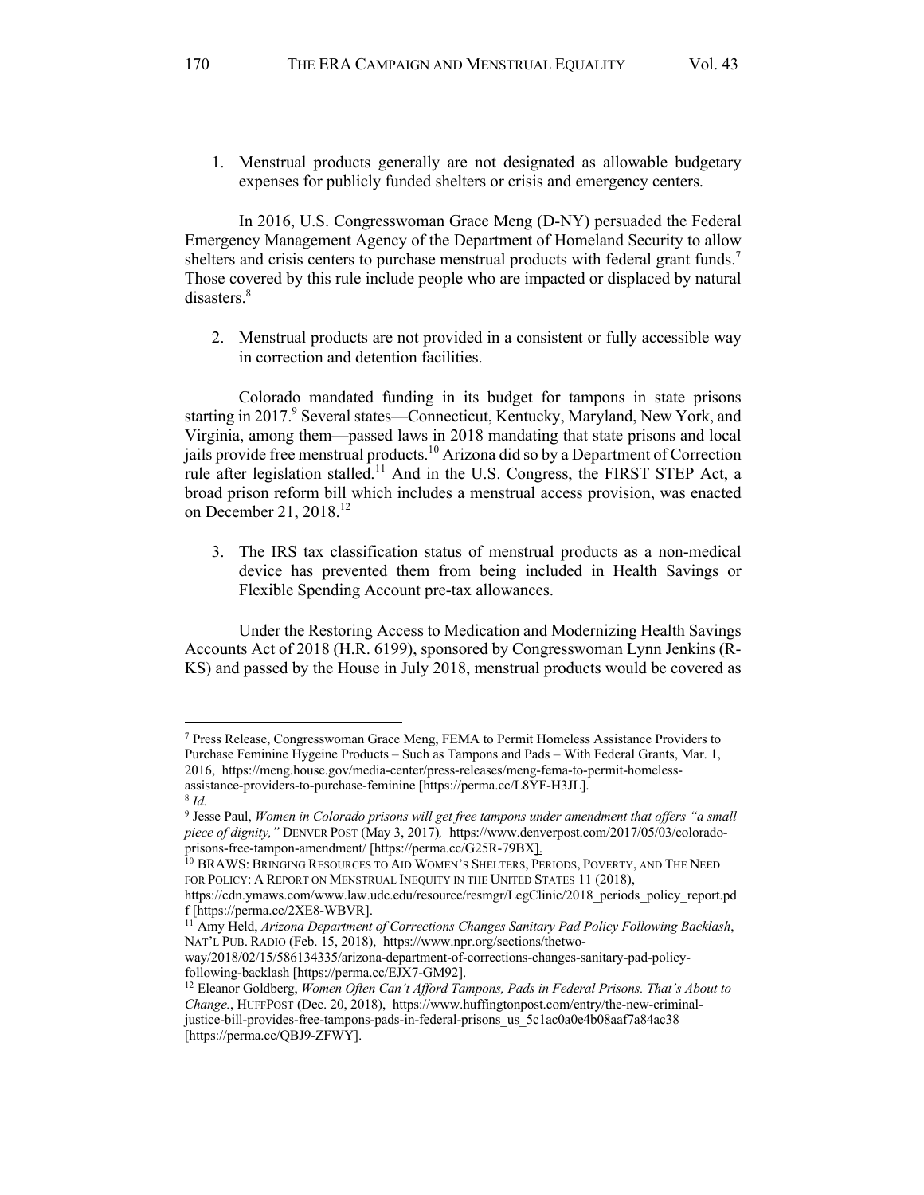1. Menstrual products generally are not designated as allowable budgetary expenses for publicly funded shelters or crisis and emergency centers.

In 2016, U.S. Congresswoman Grace Meng (D-NY) persuaded the Federal Emergency Management Agency of the Department of Homeland Security to allow shelters and crisis centers to purchase menstrual products with federal grant funds.[7] Those covered by this rule include people who are impacted or displaced by natural disasters.[8]

2. Menstrual products are not provided in a consistent or fully accessible way in correction and detention facilities.

Colorado mandated funding in its budget for tampons in state prisons starting in 2017.[9] Several states—Connecticut, Kentucky, Maryland, New York, and Virginia, among them—passed laws in 2018 mandating that state prisons and local jails provide free menstrual products.[10] Arizona did so by a Department of Correction rule after legislation stalled.[11] And in the U.S. Congress, the FIRST STEP Act, a broad prison reform bill which includes a menstrual access provision, was enacted on December 21, 2018.[12]

3. The IRS tax classification status of menstrual products as a non-medical device has prevented them from being included in Health Savings or Flexible Spending Account pre-tax allowances.

Under the Restoring Access to Medication and Modernizing Health Savings Accounts Act of 2018 (H.R. 6199), sponsored by Congresswoman Lynn Jenkins (R-KS) and passed by the House in July 2018, menstrual products would be covered as

---

[7] Press Release, Congresswoman Grace Meng, FEMA to Permit Homeless Assistance Providers to Purchase Feminine Hygeine Products – Such as Tampons and Pads – With Federal Grants, Mar. 1, 2016, https://meng.house.gov/media-center/press-releases/meng-fema-to-permit-homeless-assistance-providers-to-purchase-feminine [https://perma.cc/L8YF-H3JL].

[8] *Id.*

[9] Jesse Paul, *Women in Colorado prisons will get free tampons under amendment that offers "a small piece of dignity,"* DENVER POST (May 3, 2017), https://www.denverpost.com/2017/05/03/colorado-prisons-free-tampon-amendment/ [https://perma.cc/G25R-79BX].

[10] BRAWS: BRINGING RESOURCES TO AID WOMEN'S SHELTERS, PERIODS, POVERTY, AND THE NEED FOR POLICY: A REPORT ON MENSTRUAL INEQUITY IN THE UNITED STATES 11 (2018), https://cdn.ymaws.com/www.law.udc.edu/resource/resmgr/LegClinic/2018_periods_policy_report.pdf [https://perma.cc/2XE8-WBVR].

[11] Amy Held, *Arizona Department of Corrections Changes Sanitary Pad Policy Following Backlash*, NAT'L PUB. RADIO (Feb. 15, 2018), https://www.npr.org/sections/thetwo-way/2018/02/15/586134335/arizona-department-of-corrections-changes-sanitary-pad-policy-following-backlash [https://perma.cc/EJX7-GM92].

[12] Eleanor Goldberg, *Women Often Can't Afford Tampons, Pads in Federal Prisons. That's About to Change.*, HUFFPOST (Dec. 20, 2018), https://www.huffingtonpost.com/entry/the-new-criminal-justice-bill-provides-free-tampons-pads-in-federal-prisons_us_5c1ac0a0e4b08aaf7a84ac38 [https://perma.cc/QBJ9-ZFWY].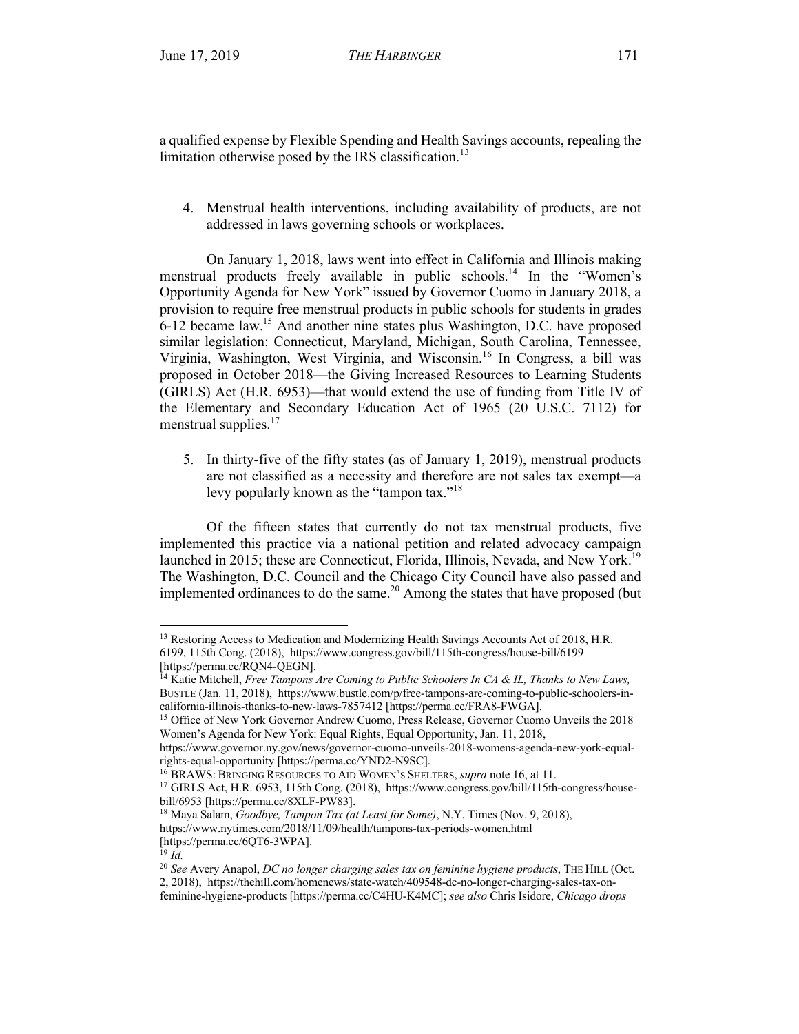a qualified expense by Flexible Spending and Health Savings accounts, repealing the limitation otherwise posed by the IRS classification.[13]

4. Menstrual health interventions, including availability of products, are not addressed in laws governing schools or workplaces.

On January 1, 2018, laws went into effect in California and Illinois making menstrual products freely available in public schools.[14] In the "Women's Opportunity Agenda for New York" issued by Governor Cuomo in January 2018, a provision to require free menstrual products in public schools for students in grades 6-12 became law.[15] And another nine states plus Washington, D.C. have proposed similar legislation: Connecticut, Maryland, Michigan, South Carolina, Tennessee, Virginia, Washington, West Virginia, and Wisconsin.[16] In Congress, a bill was proposed in October 2018—the Giving Increased Resources to Learning Students (GIRLS) Act (H.R. 6953)—that would extend the use of funding from Title IV of the Elementary and Secondary Education Act of 1965 (20 U.S.C. 7112) for menstrual supplies.[17]

5. In thirty-five of the fifty states (as of January 1, 2019), menstrual products are not classified as a necessity and therefore are not sales tax exempt—a levy popularly known as the "tampon tax."[18]

Of the fifteen states that currently do not tax menstrual products, five implemented this practice via a national petition and related advocacy campaign launched in 2015; these are Connecticut, Florida, Illinois, Nevada, and New York.[19] The Washington, D.C. Council and the Chicago City Council have also passed and implemented ordinances to do the same.[20] Among the states that have proposed (but

---

[13] Restoring Access to Medication and Modernizing Health Savings Accounts Act of 2018, H.R. 6199, 115th Cong. (2018), https://www.congress.gov/bill/115th-congress/house-bill/6199 [https://perma.cc/RQN4-QEGN].

[14] Katie Mitchell, *Free Tampons Are Coming to Public Schoolers In CA & IL, Thanks to New Laws,* BUSTLE (Jan. 11, 2018), https://www.bustle.com/p/free-tampons-are-coming-to-public-schoolers-in-california-illinois-thanks-to-new-laws-7857412 [https://perma.cc/FRA8-FWGA].

[15] Office of New York Governor Andrew Cuomo, Press Release, Governor Cuomo Unveils the 2018 Women's Agenda for New York: Equal Rights, Equal Opportunity, Jan. 11, 2018, https://www.governor.ny.gov/news/governor-cuomo-unveils-2018-womens-agenda-new-york-equal-rights-equal-opportunity [https://perma.cc/YND2-N9SC].

[16] BRAWS: BRINGING RESOURCES TO AID WOMEN'S SHELTERS, *supra* note 16, at 11.

[17] GIRLS Act, H.R. 6953, 115th Cong. (2018), https://www.congress.gov/bill/115th-congress/house-bill/6953 [https://perma.cc/8XLF-PW83].

[18] Maya Salam, *Goodbye, Tampon Tax (at Least for Some)*, N.Y. Times (Nov. 9, 2018), https://www.nytimes.com/2018/11/09/health/tampons-tax-periods-women.html [https://perma.cc/6QT6-3WPA].

[19] *Id.*

[20] *See* Avery Anapol, *DC no longer charging sales tax on feminine hygiene products*, THE HILL (Oct. 2, 2018), https://thehill.com/homenews/state-watch/409548-dc-no-longer-charging-sales-tax-on-feminine-hygiene-products [https://perma.cc/C4HU-K4MC]; *see also* Chris Isidore, *Chicago drops*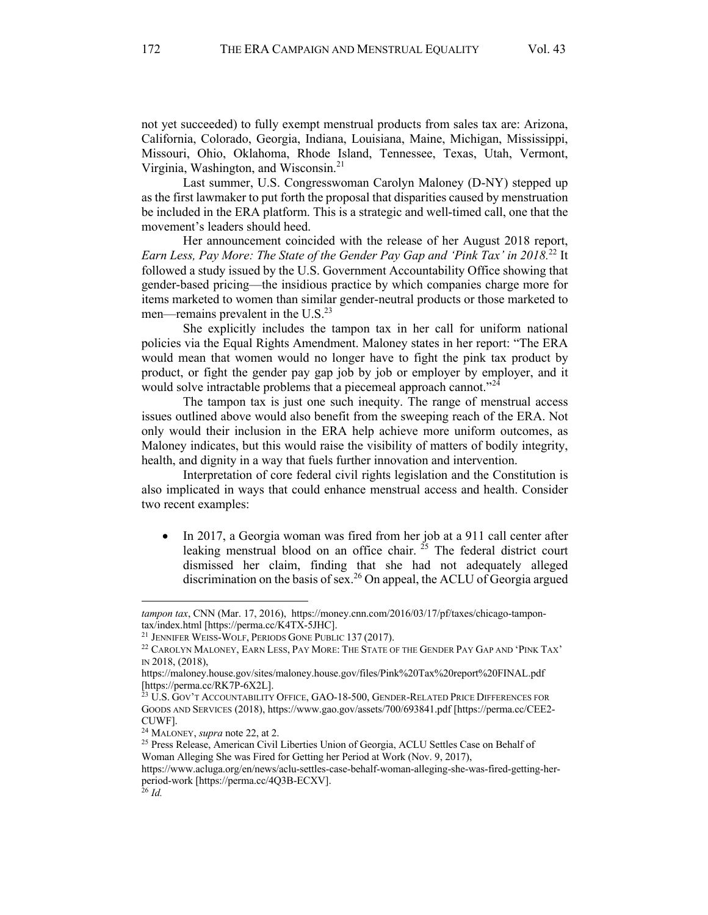not yet succeeded) to fully exempt menstrual products from sales tax are: Arizona, California, Colorado, Georgia, Indiana, Louisiana, Maine, Michigan, Mississippi, Missouri, Ohio, Oklahoma, Rhode Island, Tennessee, Texas, Utah, Vermont, Virginia, Washington, and Wisconsin.[21]

Last summer, U.S. Congresswoman Carolyn Maloney (D-NY) stepped up as the first lawmaker to put forth the proposal that disparities caused by menstruation be included in the ERA platform. This is a strategic and well-timed call, one that the movement's leaders should heed.

Her announcement coincided with the release of her August 2018 report, *Earn Less, Pay More: The State of the Gender Pay Gap and 'Pink Tax' in 2018.*[22] It followed a study issued by the U.S. Government Accountability Office showing that gender-based pricing—the insidious practice by which companies charge more for items marketed to women than similar gender-neutral products or those marketed to men—remains prevalent in the U.S.[23]

She explicitly includes the tampon tax in her call for uniform national policies via the Equal Rights Amendment. Maloney states in her report: "The ERA would mean that women would no longer have to fight the pink tax product by product, or fight the gender pay gap job by job or employer by employer, and it would solve intractable problems that a piecemeal approach cannot."[24]

The tampon tax is just one such inequity. The range of menstrual access issues outlined above would also benefit from the sweeping reach of the ERA. Not only would their inclusion in the ERA help achieve more uniform outcomes, as Maloney indicates, but this would raise the visibility of matters of bodily integrity, health, and dignity in a way that fuels further innovation and intervention.

Interpretation of core federal civil rights legislation and the Constitution is also implicated in ways that could enhance menstrual access and health. Consider two recent examples:

- In 2017, a Georgia woman was fired from her job at a 911 call center after leaking menstrual blood on an office chair.[25] The federal district court dismissed her claim, finding that she had not adequately alleged discrimination on the basis of sex.[26] On appeal, the ACLU of Georgia argued

---

*tampon tax*, CNN (Mar. 17, 2016), https://money.cnn.com/2016/03/17/pf/taxes/chicago-tampon-tax/index.html [https://perma.cc/K4TX-5JHC].

[21] JENNIFER WEISS-WOLF, PERIODS GONE PUBLIC 137 (2017).

[22] CAROLYN MALONEY, EARN LESS, PAY MORE: THE STATE OF THE GENDER PAY GAP AND 'PINK TAX' IN 2018, (2018), https://maloney.house.gov/sites/maloney.house.gov/files/Pink%20Tax%20report%20FINAL.pdf [https://perma.cc/RK7P-6X2L].

[23] U.S. GOV'T ACCOUNTABILITY OFFICE, GAO-18-500, GENDER-RELATED PRICE DIFFERENCES FOR GOODS AND SERVICES (2018), https://www.gao.gov/assets/700/693841.pdf [https://perma.cc/CEE2-CUWF].

[24] MALONEY, *supra* note 22, at 2.

[25] Press Release, American Civil Liberties Union of Georgia, ACLU Settles Case on Behalf of Woman Alleging She was Fired for Getting her Period at Work (Nov. 9, 2017), https://www.acluga.org/en/news/aclu-settles-case-behalf-woman-alleging-she-was-fired-getting-her-period-work [https://perma.cc/4Q3B-ECXV].

[26] *Id.*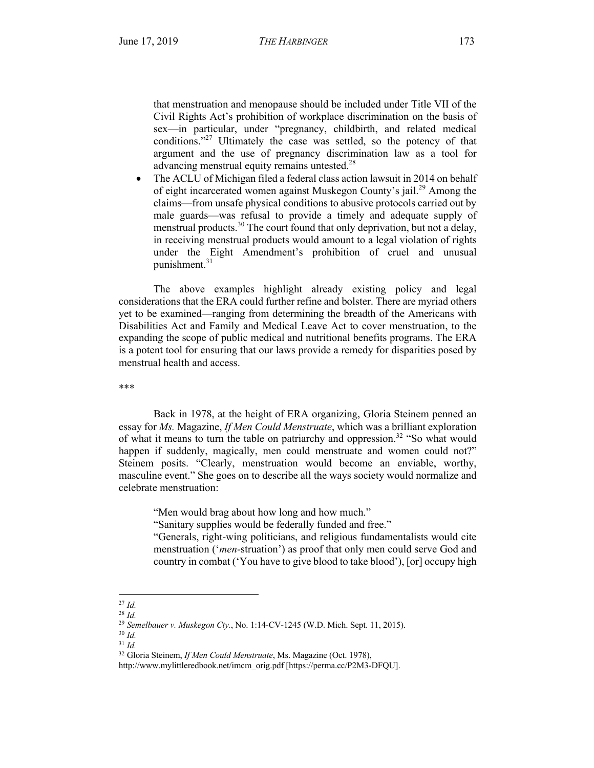that menstruation and menopause should be included under Title VII of the Civil Rights Act's prohibition of workplace discrimination on the basis of sex—in particular, under "pregnancy, childbirth, and related medical conditions."[27] Ultimately the case was settled, so the potency of that argument and the use of pregnancy discrimination law as a tool for advancing menstrual equity remains untested.[28]

- The ACLU of Michigan filed a federal class action lawsuit in 2014 on behalf of eight incarcerated women against Muskegon County's jail.[29] Among the claims—from unsafe physical conditions to abusive protocols carried out by male guards—was refusal to provide a timely and adequate supply of menstrual products.[30] The court found that only deprivation, but not a delay, in receiving menstrual products would amount to a legal violation of rights under the Eight Amendment's prohibition of cruel and unusual punishment.[31]

The above examples highlight already existing policy and legal considerations that the ERA could further refine and bolster. There are myriad others yet to be examined—ranging from determining the breadth of the Americans with Disabilities Act and Family and Medical Leave Act to cover menstruation, to the expanding the scope of public medical and nutritional benefits programs. The ERA is a potent tool for ensuring that our laws provide a remedy for disparities posed by menstrual health and access.

***

Back in 1978, at the height of ERA organizing, Gloria Steinem penned an essay for *Ms.* Magazine, *If Men Could Menstruate*, which was a brilliant exploration of what it means to turn the table on patriarchy and oppression.[32] "So what would happen if suddenly, magically, men could menstruate and women could not?" Steinem posits. "Clearly, menstruation would become an enviable, worthy, masculine event." She goes on to describe all the ways society would normalize and celebrate menstruation:

> "Men would brag about how long and how much."
> "Sanitary supplies would be federally funded and free."
> "Generals, right-wing politicians, and religious fundamentalists would cite menstruation ('*men*-struation') as proof that only men could serve God and country in combat ('You have to give blood to take blood'), [or] occupy high

---

[27] *Id.*

[28] *Id.*

[29] *Semelbauer v. Muskegon Cty.*, No. 1:14-CV-1245 (W.D. Mich. Sept. 11, 2015).

[30] *Id.*

[31] *Id.*

[32] Gloria Steinem, *If Men Could Menstruate*, Ms. Magazine (Oct. 1978), http://www.mylittleredbook.net/imcm_orig.pdf [https://perma.cc/P2M3-DFQU].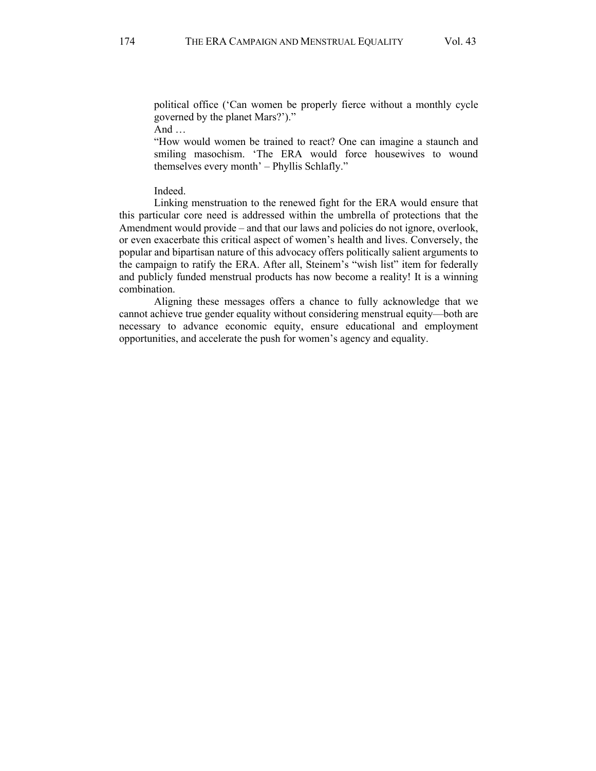> political office ('Can women be properly fierce without a monthly cycle governed by the planet Mars?')."
>
> And …
>
> "How would women be trained to react? One can imagine a staunch and smiling masochism. 'The ERA would force housewives to wound themselves every month' – Phyllis Schlafly."
>
> Indeed.

Linking menstruation to the renewed fight for the ERA would ensure that this particular core need is addressed within the umbrella of protections that the Amendment would provide – and that our laws and policies do not ignore, overlook, or even exacerbate this critical aspect of women's health and lives. Conversely, the popular and bipartisan nature of this advocacy offers politically salient arguments to the campaign to ratify the ERA. After all, Steinem's "wish list" item for federally and publicly funded menstrual products has now become a reality! It is a winning combination.

Aligning these messages offers a chance to fully acknowledge that we cannot achieve true gender equality without considering menstrual equity—both are necessary to advance economic equity, ensure educational and employment opportunities, and accelerate the push for women's agency and equality.